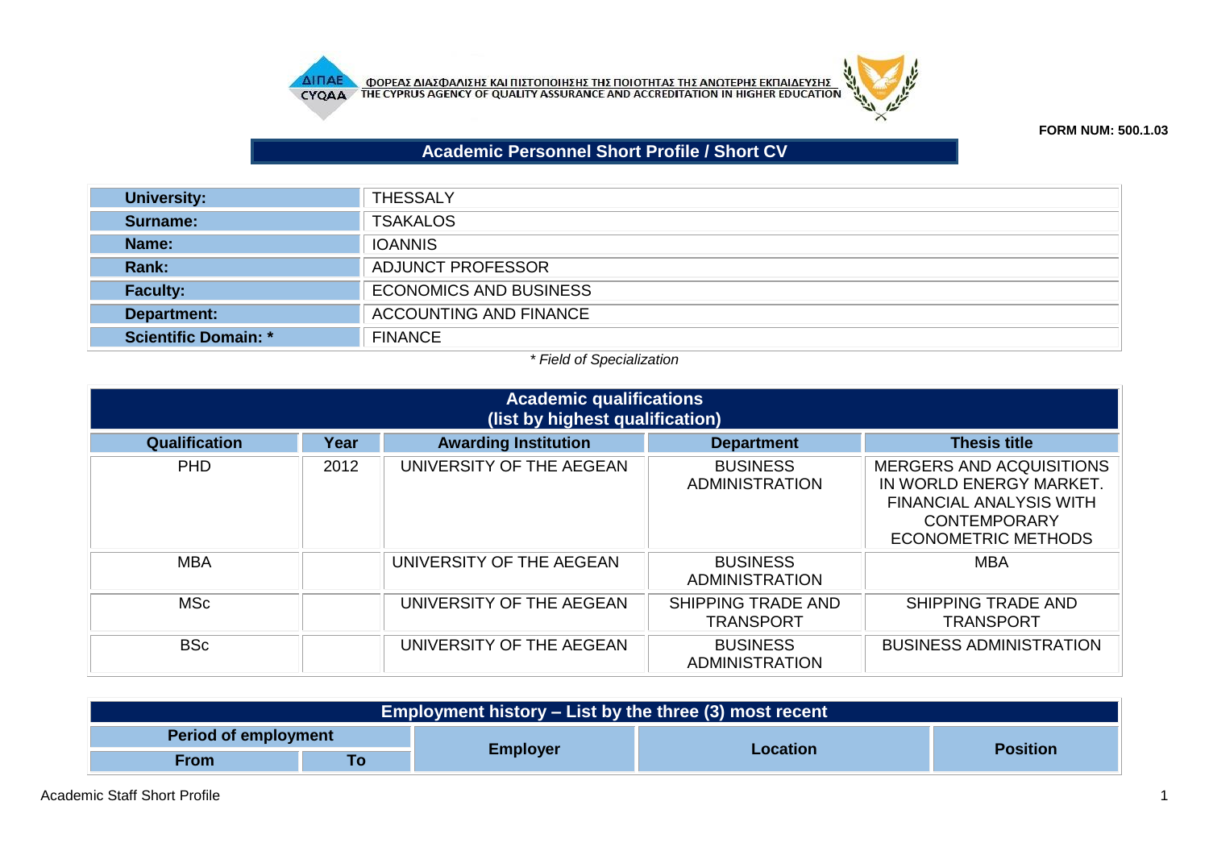ΦΟΡΕΑΣ ΔΙΑΣΦΑΛΙΣΗΣ ΚΑΙ ΠΙΣΤΟΠΟΙΗΣΗΣ ΤΗΣ ΠΟΙΟΤΗΤΑΣ ΤΗΣ ΑΝΩΤΕΡΗΣ ΕΚΠΑΙΔΕΥΣΗΣ
THE CYPRUS AGENCY OF QUALITY ASSURANCE AND ACCREDITATION IN HIGHER EDUCATION

**FORM NUM: 500.1.03**

# Academic Personnel Short Profile / Short CV

| | |
|---|---|
| **University:** | THESSALY |
| **Surname:** | TSAKALOS |
| **Name:** | IOANNIS |
| **Rank:** | ADJUNCT PROFESSOR |
| **Faculty:** | ECONOMICS AND BUSINESS |
| **Department:** | ACCOUNTING AND FINANCE |
| **Scientific Domain: *** | FINANCE |

*\* Field of Specialization*

## Academic qualifications (list by highest qualification)

| Qualification | Year | Awarding Institution | Department | Thesis title |
|---|---|---|---|---|
| PHD | 2012 | UNIVERSITY OF THE AEGEAN | BUSINESS ADMINISTRATION | MERGERS AND ACQUISITIONS IN WORLD ENERGY MARKET. FINANCIAL ANALYSIS WITH CONTEMPORARY ECONOMETRIC METHODS |
| MBA | | UNIVERSITY OF THE AEGEAN | BUSINESS ADMINISTRATION | MBA |
| MSc | | UNIVERSITY OF THE AEGEAN | SHIPPING TRADE AND TRANSPORT | SHIPPING TRADE AND TRANSPORT |
| BSc | | UNIVERSITY OF THE AEGEAN | BUSINESS ADMINISTRATION | BUSINESS ADMINISTRATION |

## Employment history – List by the three (3) most recent

| Period of employment | | Employer | Location | Position |
|---|---|---|---|---|
| From | To | | | |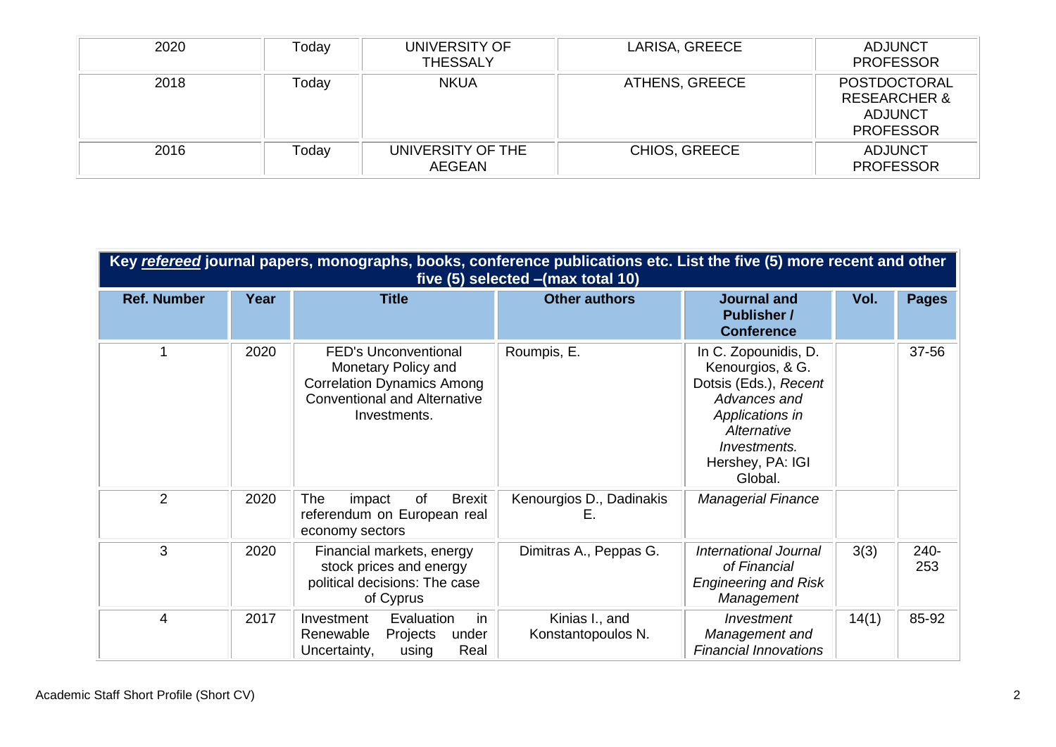| 2020 | Today | UNIVERSITY OF THESSALY | LARISA, GREECE | ADJUNCT PROFESSOR |
|---|---|---|---|---|
| 2018 | Today | NKUA | ATHENS, GREECE | POSTDOCTORAL RESEARCHER & ADJUNCT PROFESSOR |
| 2016 | Today | UNIVERSITY OF THE AEGEAN | CHIOS, GREECE | ADJUNCT PROFESSOR |

**Key *refereed* journal papers, monographs, books, conference publications etc. List the five (5) more recent and other five (5) selected –(max total 10)**

| Ref. Number | Year | Title | Other authors | Journal and Publisher / Conference | Vol. | Pages |
|---|---|---|---|---|---|---|
| 1 | 2020 | FED's Unconventional Monetary Policy and Correlation Dynamics Among Conventional and Alternative Investments. | Roumpis, E. | In C. Zopounidis, D. Kenourgios, & G. Dotsis (Eds.), *Recent Advances and Applications in Alternative Investments.* Hershey, PA: IGI Global. | | 37-56 |
| 2 | 2020 | The impact of Brexit referendum on European real economy sectors | Kenourgios D., Dadinakis E. | *Managerial Finance* | | |
| 3 | 2020 | Financial markets, energy stock prices and energy political decisions: The case of Cyprus | Dimitras A., Peppas G. | *International Journal of Financial Engineering and Risk Management* | 3(3) | 240-253 |
| 4 | 2017 | Investment Evaluation in Renewable Projects under Uncertainty, using Real | Kinias I., and Konstantopoulos N. | *Investment Management and Financial Innovations* | 14(1) | 85-92 |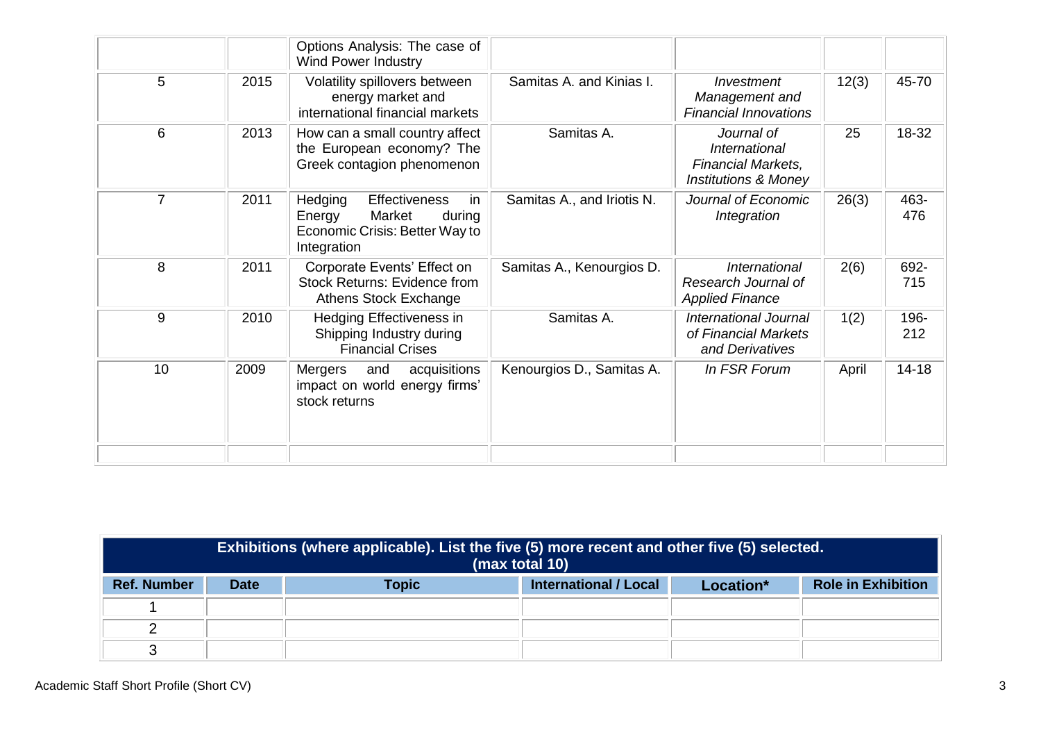| | | | | | | |
|---|---|---|---|---|---|---|
| | | Options Analysis: The case of Wind Power Industry | | | | |
| 5 | 2015 | Volatility spillovers between energy market and international financial markets | Samitas A. and Kinias I. | *Investment Management and Financial Innovations* | 12(3) | 45-70 |
| 6 | 2013 | How can a small country affect the European economy? The Greek contagion phenomenon | Samitas A. | *Journal of International Financial Markets, Institutions & Money* | 25 | 18-32 |
| 7 | 2011 | Hedging Effectiveness in Energy Market during Economic Crisis: Better Way to Integration | Samitas A., and Iriotis N. | *Journal of Economic Integration* | 26(3) | 463-476 |
| 8 | 2011 | Corporate Events' Effect on Stock Returns: Evidence from Athens Stock Exchange | Samitas A., Kenourgios D. | *International Research Journal of Applied Finance* | 2(6) | 692-715 |
| 9 | 2010 | Hedging Effectiveness in Shipping Industry during Financial Crises | Samitas A. | *International Journal of Financial Markets and Derivatives* | 1(2) | 196-212 |
| 10 | 2009 | Mergers and acquisitions impact on world energy firms' stock returns | Kenourgios D., Samitas A. | *In FSR Forum* | April | 14-18 |
| | | | | | | |

| **Exhibitions (where applicable). List the five (5) more recent and other five (5) selected. (max total 10)** | | | | | |
|---|---|---|---|---|---|
| **Ref. Number** | **Date** | **Topic** | **International / Local** | **Location*** | **Role in Exhibition** |
| 1 | | | | | |
| 2 | | | | | |
| 3 | | | | | |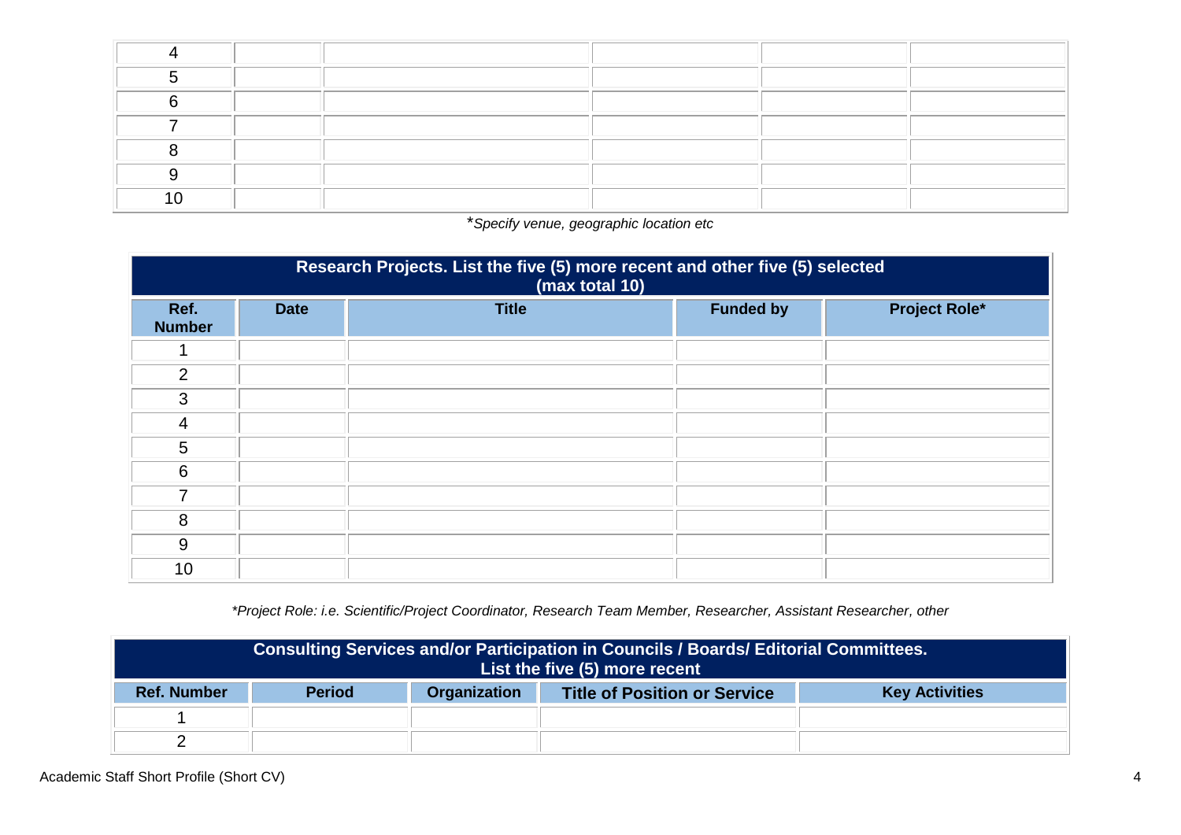| | | | | | |
|---|---|---|---|---|---|
| 4 | | | | | |
| 5 | | | | | |
| 6 | | | | | |
| 7 | | | | | |
| 8 | | | | | |
| 9 | | | | | |
| 10 | | | | | |

**Specify venue, geographic location etc*

| **Research Projects. List the five (5) more recent and other five (5) selected (max total 10)** | | | | |
|---|---|---|---|---|
| **Ref. Number** | **Date** | **Title** | **Funded by** | **Project Role*** |
| 1 | | | | |
| 2 | | | | |
| 3 | | | | |
| 4 | | | | |
| 5 | | | | |
| 6 | | | | |
| 7 | | | | |
| 8 | | | | |
| 9 | | | | |
| 10 | | | | |

**Project Role: i.e. Scientific/Project Coordinator, Research Team Member, Researcher, Assistant Researcher, other*

| **Consulting Services and/or Participation in Councils / Boards/ Editorial Committees. List the five (5) more recent** | | | | |
|---|---|---|---|---|
| **Ref. Number** | **Period** | **Organization** | **Title of Position or Service** | **Key Activities** |
| 1 | | | | |
| 2 | | | | |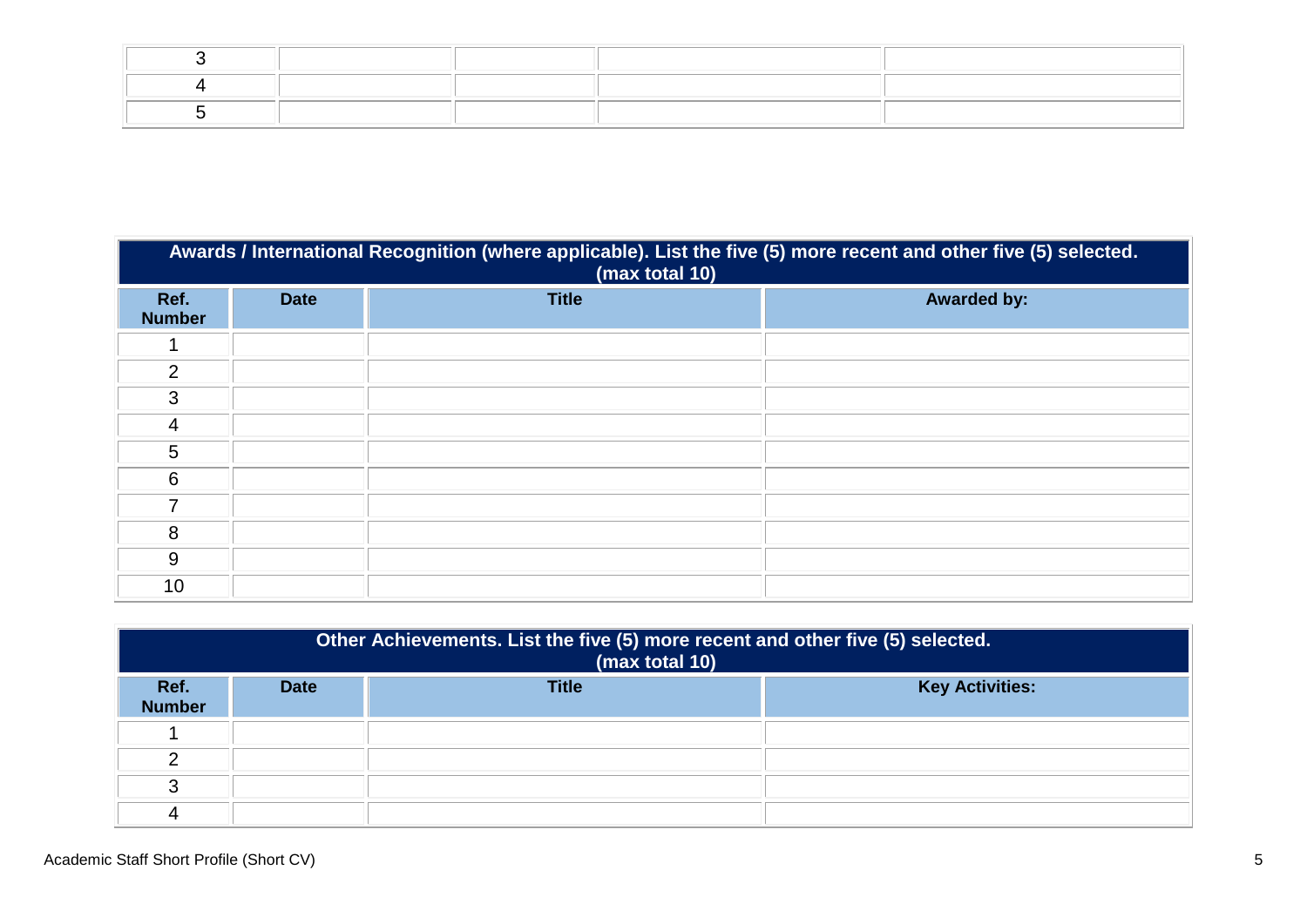| | | | | |
|---|---|---|---|---|
| 3 | | | | |
| 4 | | | | |
| 5 | | | | |

| Awards / International Recognition (where applicable). List the five (5) more recent and other five (5) selected. (max total 10) | | | |
|---|---|---|---|
| **Ref. Number** | **Date** | **Title** | **Awarded by:** |
| 1 | | | |
| 2 | | | |
| 3 | | | |
| 4 | | | |
| 5 | | | |
| 6 | | | |
| 7 | | | |
| 8 | | | |
| 9 | | | |
| 10 | | | |

| Other Achievements. List the five (5) more recent and other five (5) selected. (max total 10) | | | |
|---|---|---|---|
| **Ref. Number** | **Date** | **Title** | **Key Activities:** |
| 1 | | | |
| 2 | | | |
| 3 | | | |
| 4 | | | |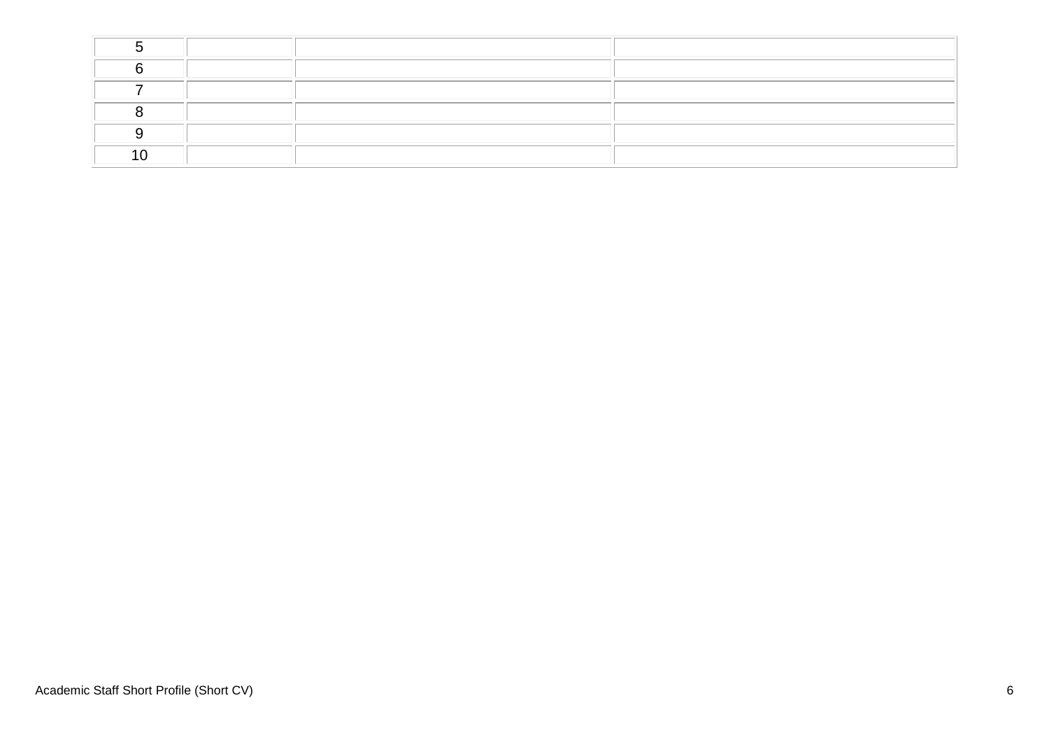| | | | |
|---|---|---|---|
| 5 | | | |
| 6 | | | |
| 7 | | | |
| 8 | | | |
| 9 | | | |
| 10 | | | |